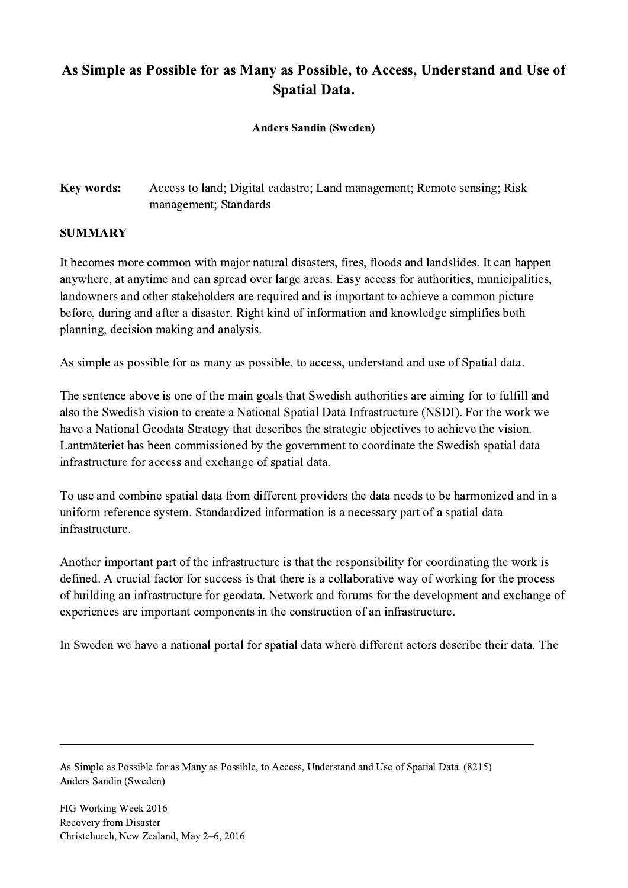# As Simple as Possible for as Many as Possible, to Access, Understand and Use of Spatial Data.

**Anders Sandin (Sweden)**

**Key words:** Access to land; Digital cadastre; Land management; Remote sensing; Risk management; Standards

## SUMMARY

It becomes more common with major natural disasters, fires, floods and landslides. It can happen anywhere, at anytime and can spread over large areas. Easy access for authorities, municipalities, landowners and other stakeholders are required and is important to achieve a common picture before, during and after a disaster. Right kind of information and knowledge simplifies both planning, decision making and analysis.

As simple as possible for as many as possible, to access, understand and use of Spatial data.

The sentence above is one of the main goals that Swedish authorities are aiming for to fulfill and also the Swedish vision to create a National Spatial Data Infrastructure (NSDI). For the work we have a National Geodata Strategy that describes the strategic objectives to achieve the vision. Lantmäteriet has been commissioned by the government to coordinate the Swedish spatial data infrastructure for access and exchange of spatial data.

To use and combine spatial data from different providers the data needs to be harmonized and in a uniform reference system. Standardized information is a necessary part of a spatial data infrastructure.

Another important part of the infrastructure is that the responsibility for coordinating the work is defined. A crucial factor for success is that there is a collaborative way of working for the process of building an infrastructure for geodata. Network and forums for the development and exchange of experiences are important components in the construction of an infrastructure.

In Sweden we have a national portal for spatial data where different actors describe their data. The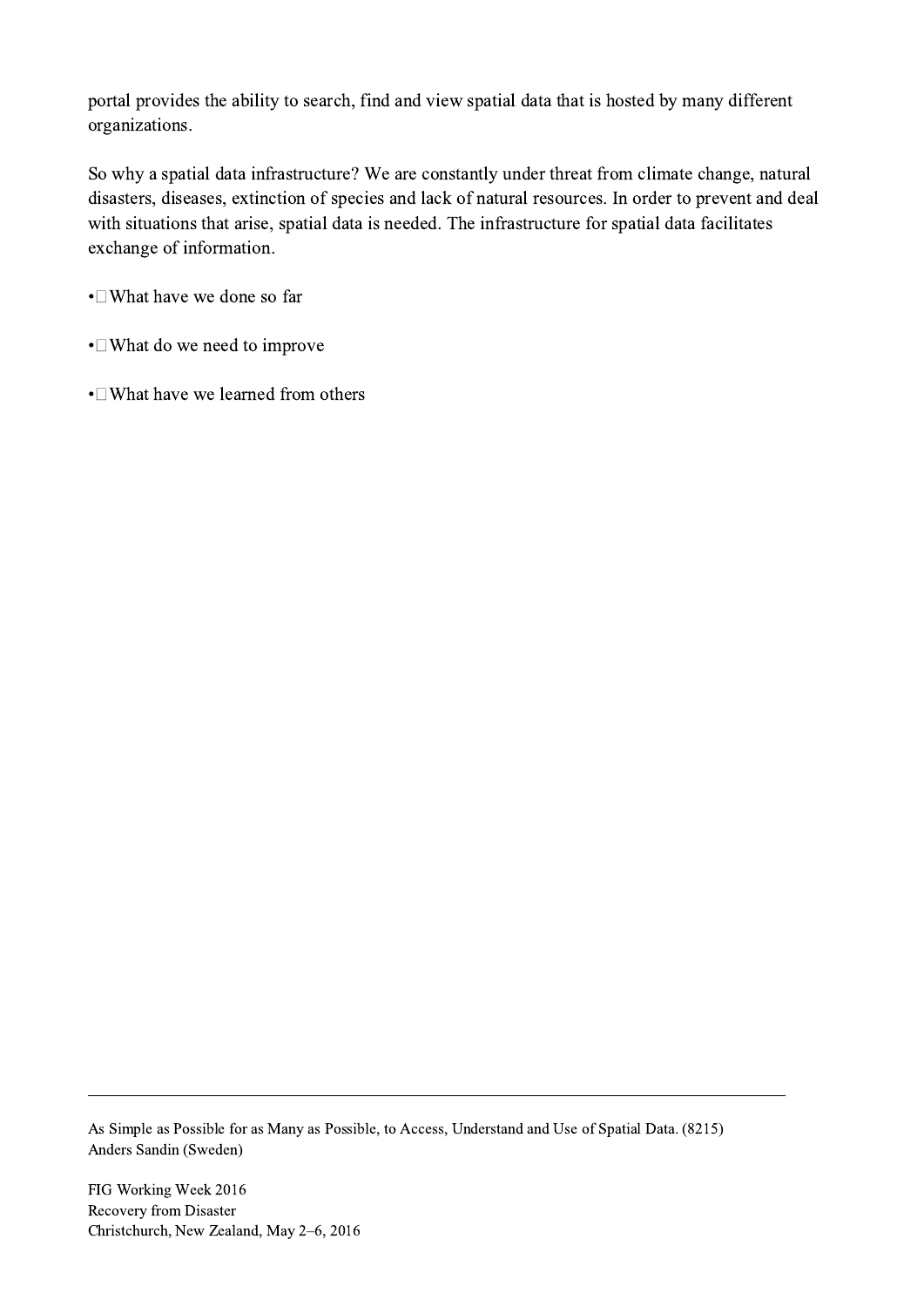portal provides the ability to search, find and view spatial data that is hosted by many different organizations.

So why a spatial data infrastructure? We are constantly under threat from climate change, natural disasters, diseases, extinction of species and lack of natural resources. In order to prevent and deal with situations that arise, spatial data is needed. The infrastructure for spatial data facilitates exchange of information.

- What have we done so far
- What do we need to improve
- What have we learned from others